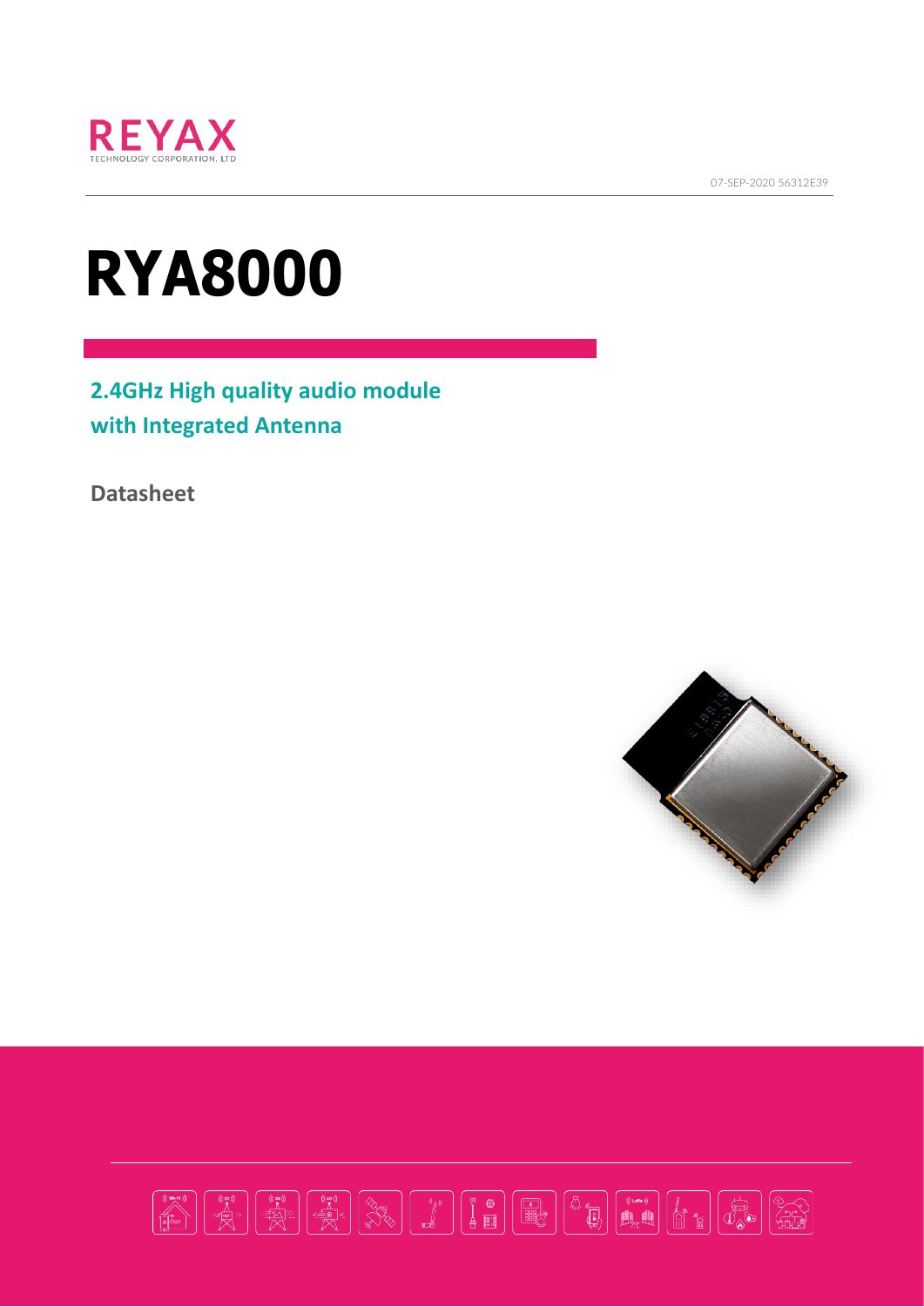REYAX
TECHNOLOGY CORPORATION, LTD

07-SEP-2020 56312E39

# RYA8000

## 2.4GHz High quality audio module with Integrated Antenna

**Datasheet**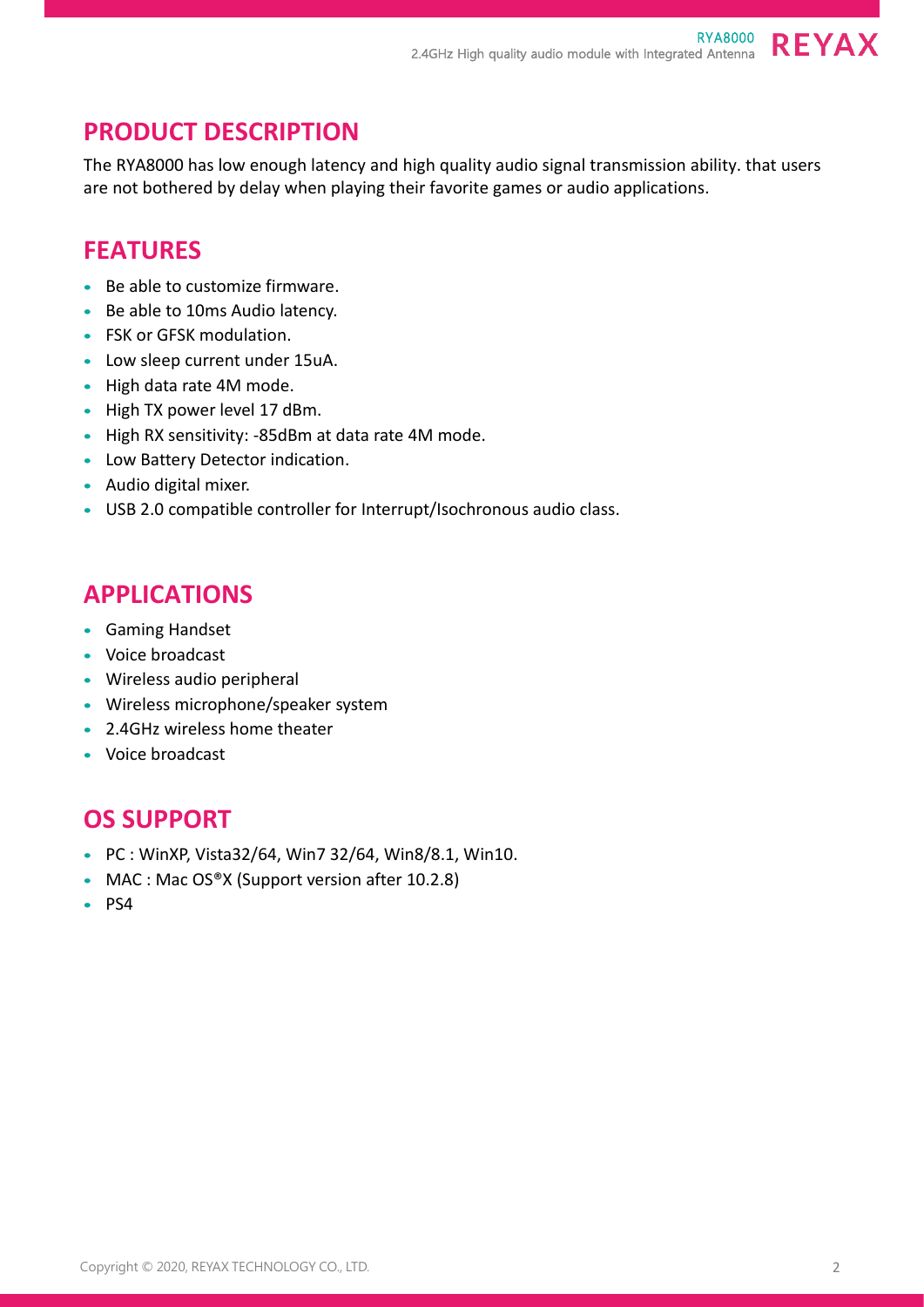## PRODUCT DESCRIPTION

The RYA8000 has low enough latency and high quality audio signal transmission ability. that users are not bothered by delay when playing their favorite games or audio applications.

## FEATURES

- Be able to customize firmware.
- Be able to 10ms Audio latency.
- FSK or GFSK modulation.
- Low sleep current under 15uA.
- High data rate 4M mode.
- High TX power level 17 dBm.
- High RX sensitivity: -85dBm at data rate 4M mode.
- Low Battery Detector indication.
- Audio digital mixer.
- USB 2.0 compatible controller for Interrupt/Isochronous audio class.

## APPLICATIONS

- Gaming Handset
- Voice broadcast
- Wireless audio peripheral
- Wireless microphone/speaker system
- 2.4GHz wireless home theater
- Voice broadcast

## OS SUPPORT

- PC : WinXP, Vista32/64, Win7 32/64, Win8/8.1, Win10.
- MAC : Mac OS®X (Support version after 10.2.8)
- PS4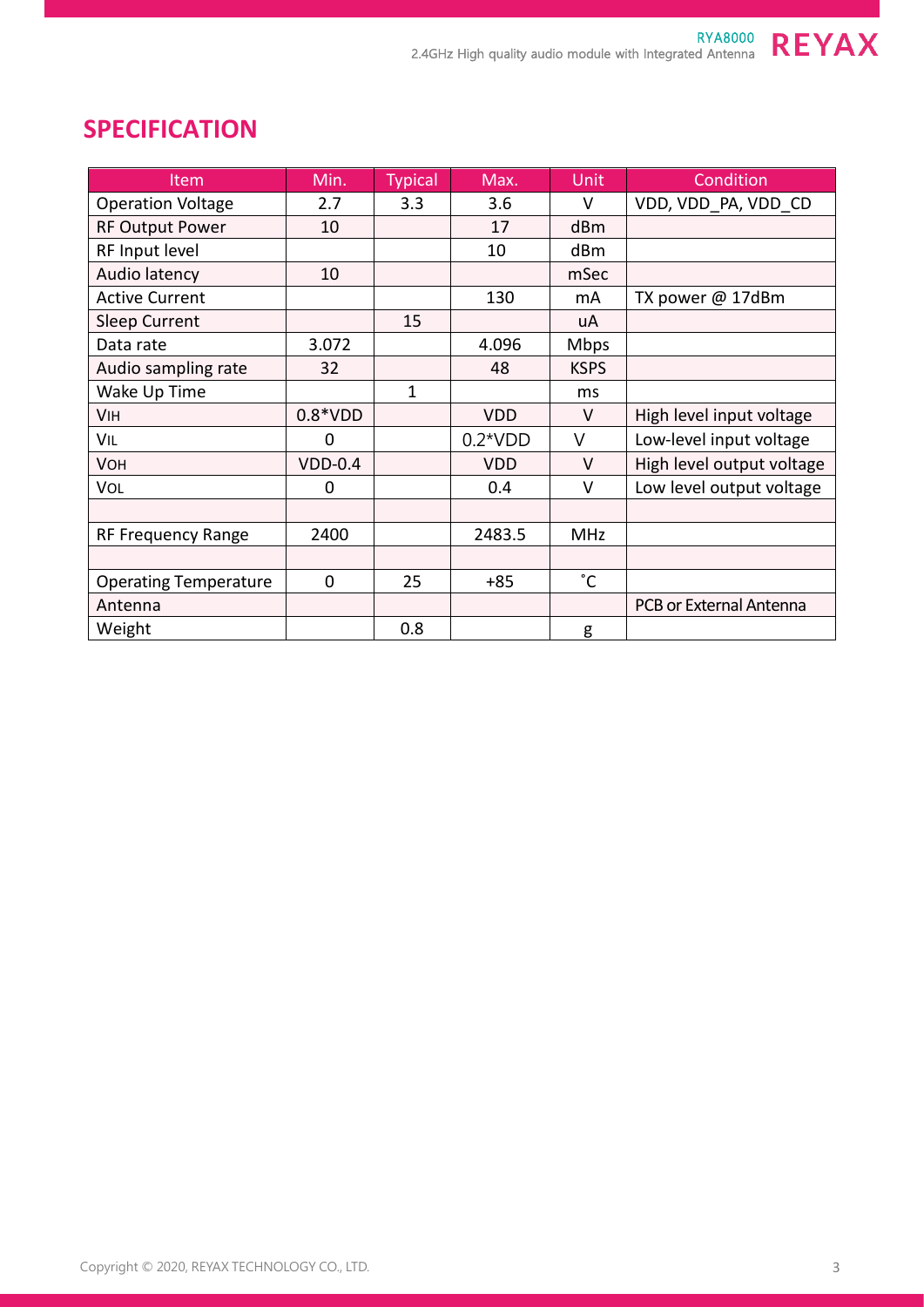## SPECIFICATION

| Item | Min. | Typical | Max. | Unit | Condition |
|---|---|---|---|---|---|
| Operation Voltage | 2.7 | 3.3 | 3.6 | V | VDD, VDD_PA, VDD_CD |
| RF Output Power | 10 | | 17 | dBm | |
| RF Input level | | | 10 | dBm | |
| Audio latency | 10 | | | mSec | |
| Active Current | | | 130 | mA | TX power @ 17dBm |
| Sleep Current | | 15 | | uA | |
| Data rate | 3.072 | | 4.096 | Mbps | |
| Audio sampling rate | 32 | | 48 | KSPS | |
| Wake Up Time | | 1 | | ms | |
| $V_{IH}$ | 0.8*VDD | | VDD | V | High level input voltage |
| $V_{IL}$ | 0 | | 0.2*VDD | V | Low-level input voltage |
| $V_{OH}$ | VDD-0.4 | | VDD | V | High level output voltage |
| $V_{OL}$ | 0 | | 0.4 | V | Low level output voltage |
| | | | | | |
| RF Frequency Range | 2400 | | 2483.5 | MHz | |
| | | | | | |
| Operating Temperature | 0 | 25 | +85 | ˚C | |
| Antenna | | | | | PCB or External Antenna |
| Weight | | 0.8 | | g | |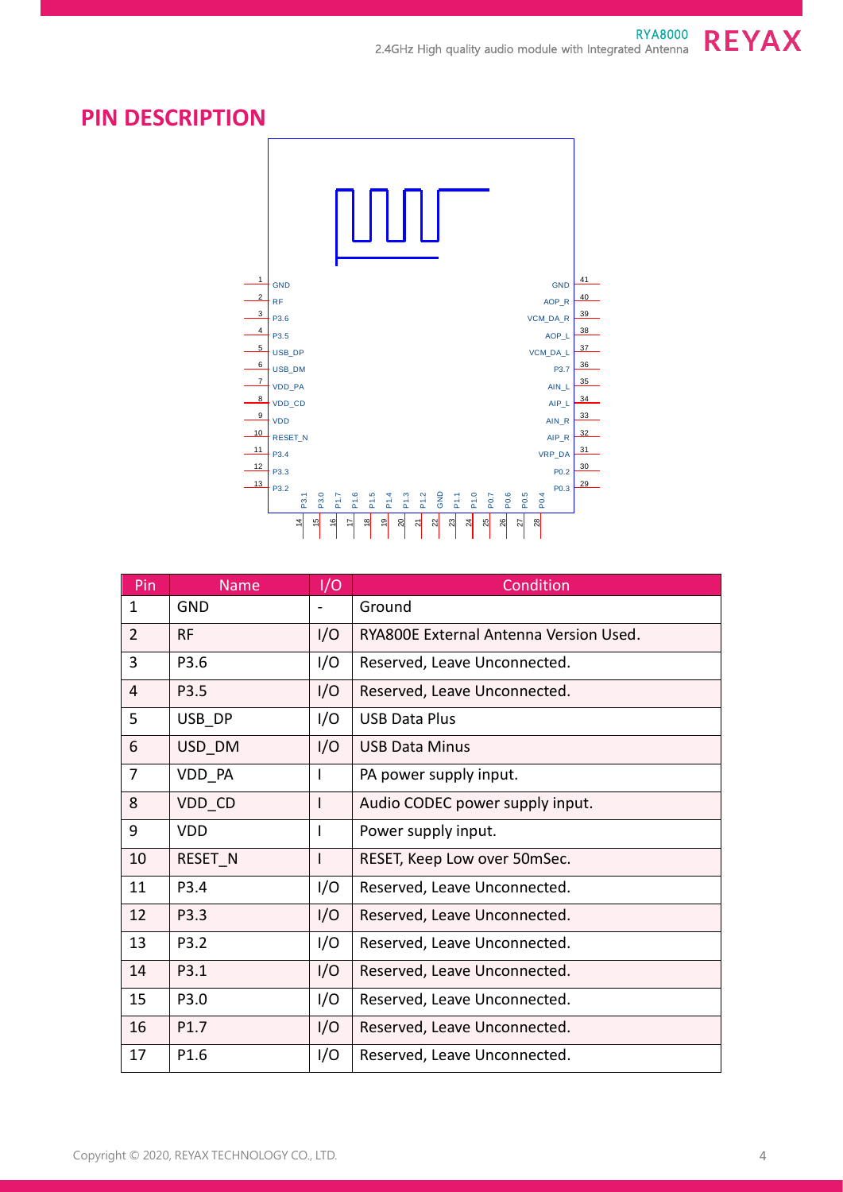## PIN DESCRIPTION

| Pin | Name | I/O | Condition |
|---|---|---|---|
| 1 | GND | - | Ground |
| 2 | RF | I/O | RYA800E External Antenna Version Used. |
| 3 | P3.6 | I/O | Reserved, Leave Unconnected. |
| 4 | P3.5 | I/O | Reserved, Leave Unconnected. |
| 5 | USB_DP | I/O | USB Data Plus |
| 6 | USD_DM | I/O | USB Data Minus |
| 7 | VDD_PA | I | PA power supply input. |
| 8 | VDD_CD | I | Audio CODEC power supply input. |
| 9 | VDD | I | Power supply input. |
| 10 | RESET_N | I | RESET, Keep Low over 50mSec. |
| 11 | P3.4 | I/O | Reserved, Leave Unconnected. |
| 12 | P3.3 | I/O | Reserved, Leave Unconnected. |
| 13 | P3.2 | I/O | Reserved, Leave Unconnected. |
| 14 | P3.1 | I/O | Reserved, Leave Unconnected. |
| 15 | P3.0 | I/O | Reserved, Leave Unconnected. |
| 16 | P1.7 | I/O | Reserved, Leave Unconnected. |
| 17 | P1.6 | I/O | Reserved, Leave Unconnected. |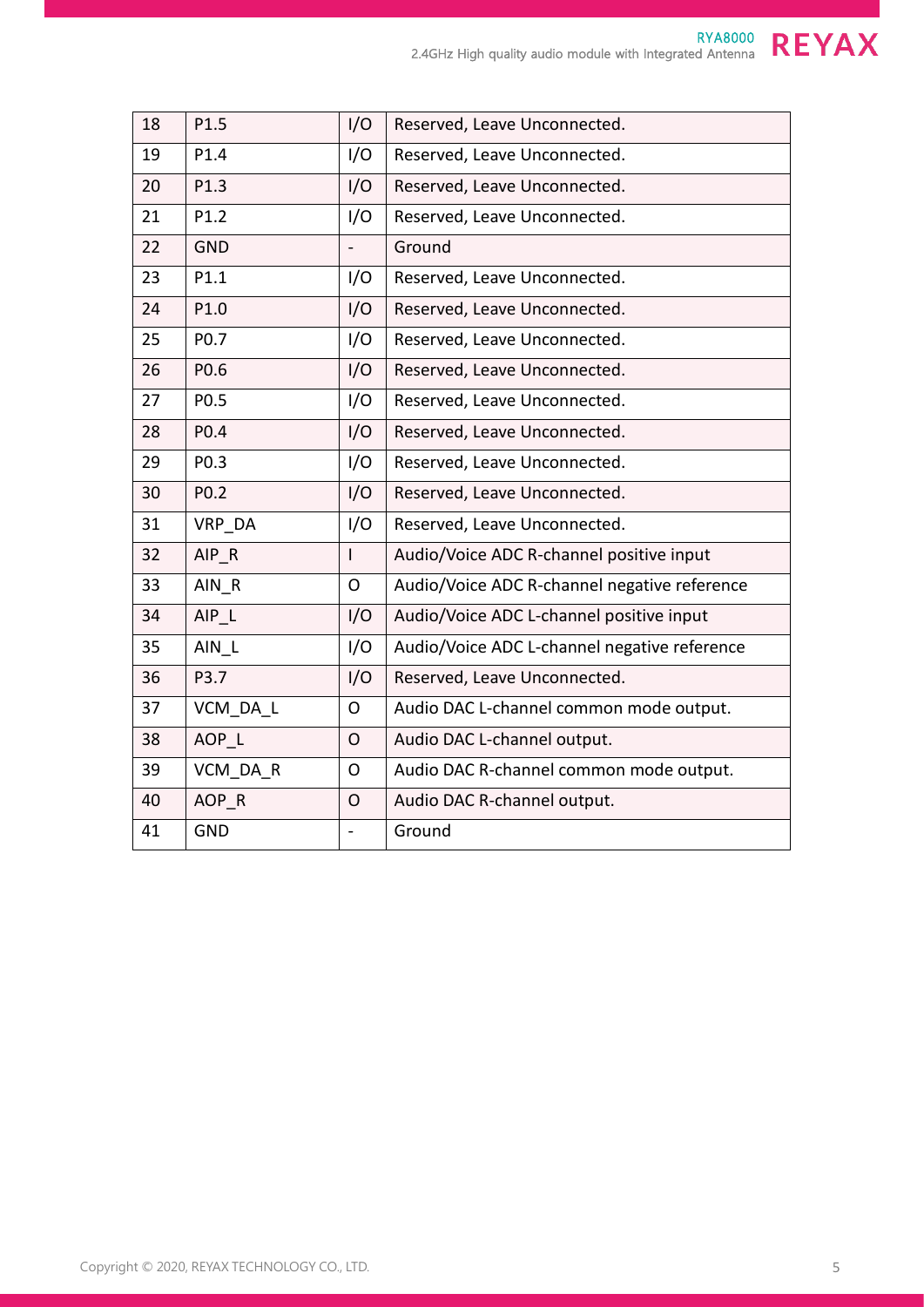| 18 | P1.5 | I/O | Reserved, Leave Unconnected. |
|---|---|---|---|
| 19 | P1.4 | I/O | Reserved, Leave Unconnected. |
| 20 | P1.3 | I/O | Reserved, Leave Unconnected. |
| 21 | P1.2 | I/O | Reserved, Leave Unconnected. |
| 22 | GND | - | Ground |
| 23 | P1.1 | I/O | Reserved, Leave Unconnected. |
| 24 | P1.0 | I/O | Reserved, Leave Unconnected. |
| 25 | P0.7 | I/O | Reserved, Leave Unconnected. |
| 26 | P0.6 | I/O | Reserved, Leave Unconnected. |
| 27 | P0.5 | I/O | Reserved, Leave Unconnected. |
| 28 | P0.4 | I/O | Reserved, Leave Unconnected. |
| 29 | P0.3 | I/O | Reserved, Leave Unconnected. |
| 30 | P0.2 | I/O | Reserved, Leave Unconnected. |
| 31 | VRP_DA | I/O | Reserved, Leave Unconnected. |
| 32 | AIP_R | I | Audio/Voice ADC R-channel positive input |
| 33 | AIN_R | O | Audio/Voice ADC R-channel negative reference |
| 34 | AIP_L | I/O | Audio/Voice ADC L-channel positive input |
| 35 | AIN_L | I/O | Audio/Voice ADC L-channel negative reference |
| 36 | P3.7 | I/O | Reserved, Leave Unconnected. |
| 37 | VCM_DA_L | O | Audio DAC L-channel common mode output. |
| 38 | AOP_L | O | Audio DAC L-channel output. |
| 39 | VCM_DA_R | O | Audio DAC R-channel common mode output. |
| 40 | AOP_R | O | Audio DAC R-channel output. |
| 41 | GND | - | Ground |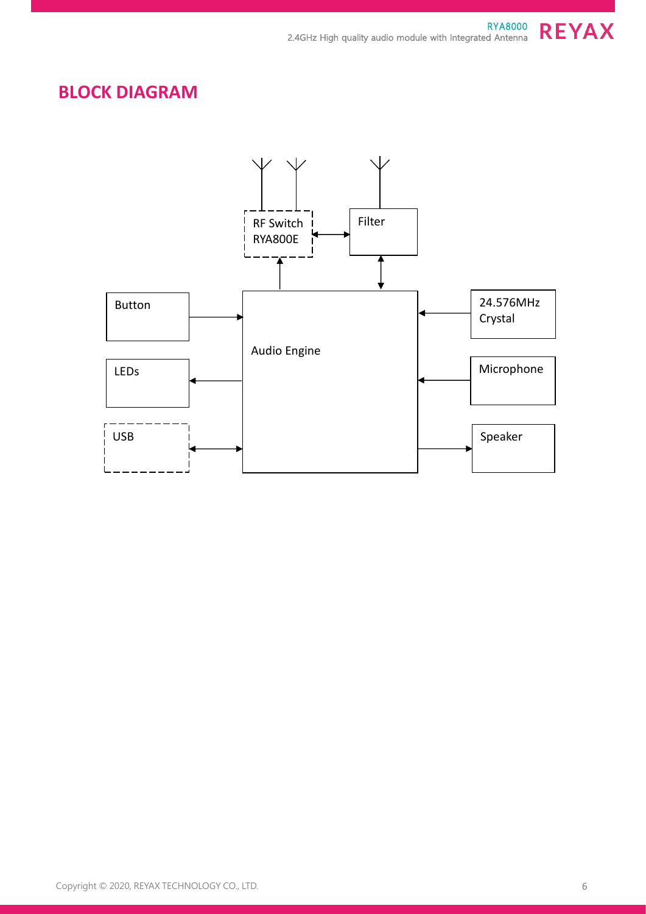## BLOCK DIAGRAM

RF Switch RYA800E

Filter

Button

Audio Engine

24.576MHz Crystal

LEDs

Microphone

USB

Speaker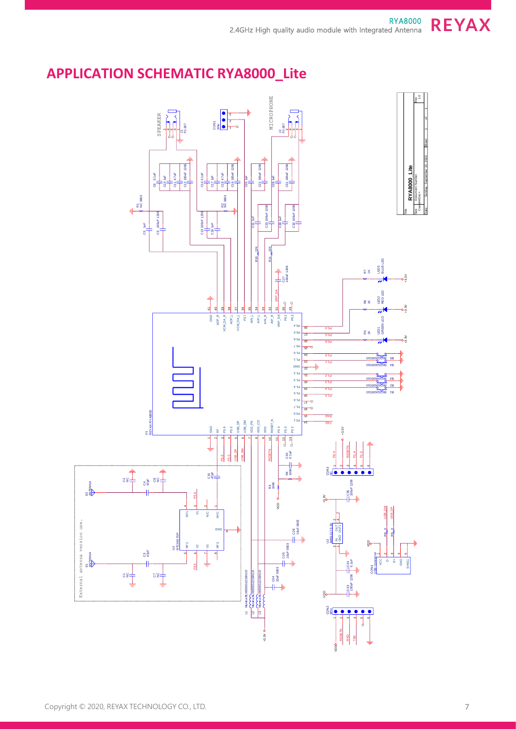## APPLICATION SCHEMATIC RYA8000_Lite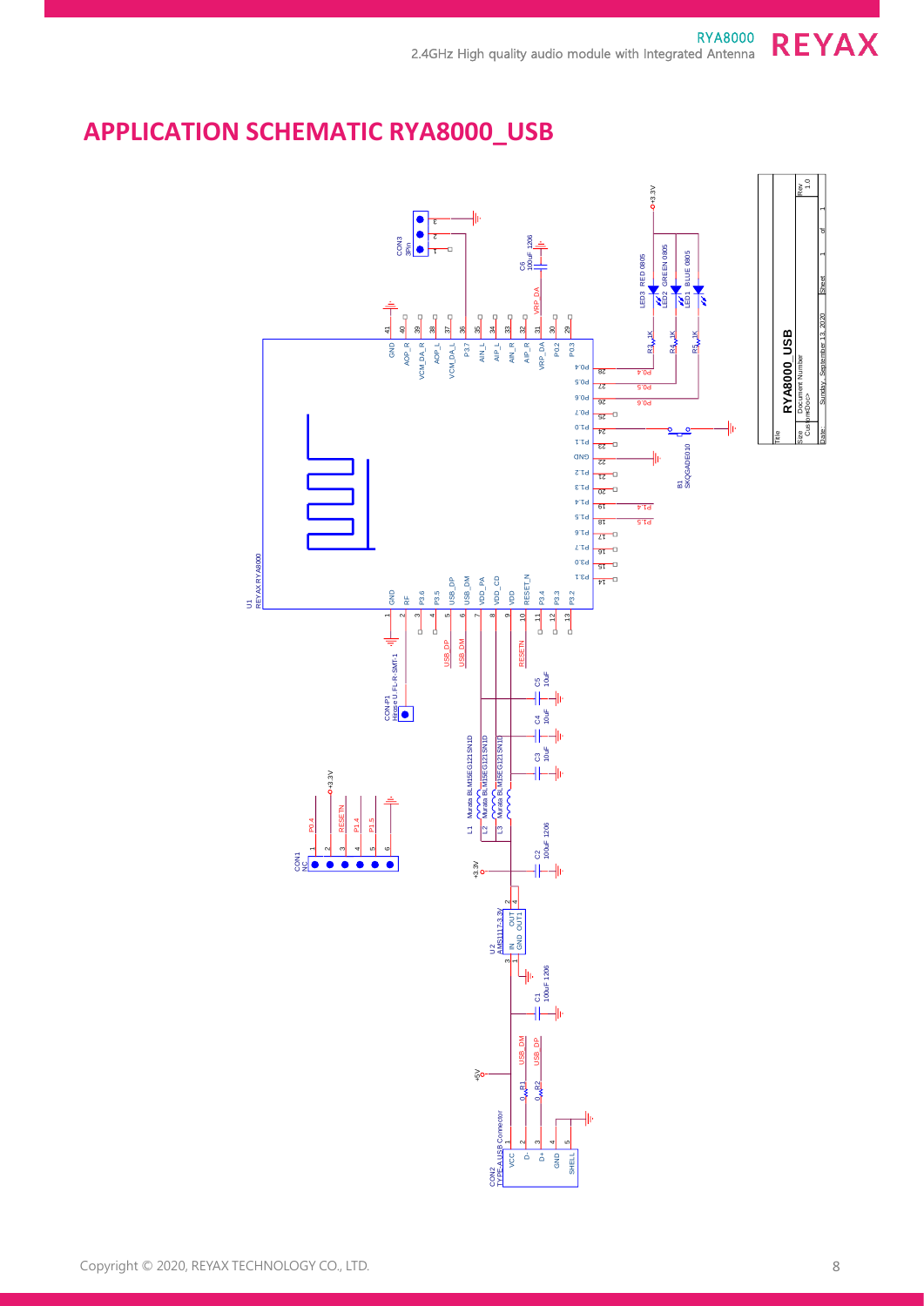## APPLICATION SCHEMATIC RYA8000_USB

U1
REYAX RYA8000

| Pin | Name | Pin | Name |
|---|---|---|---|
| 1 | GND | 41 | GND |
| 2 | RF | 40 | AOP_R |
| 3 | P3.6 | 39 | VCM_DA_R |
| 4 | P3.5 | 38 | AOP_L |
| 5 | USB_DP | 37 | VCM_DA_L |
| 6 | USB_DM | 36 | P3.7 |
| 7 | VDD_PA | 35 | AIN_L |
| 8 | VDD_CD | 34 | AIP_L |
| 9 | VDD | 33 | AIN_R |
| 10 | RESET_N | 32 | AIP_R |
| 11 | P3.4 | 31 | VRP_DA |
| 12 | P3.3 | 30 | P0.2 |
| 13 | P3.2 | 29 | P0.3 |
| 14 | P3.1 | 28 | P0.4 |
| 15 | P3.0 | 27 | P0.5 |
| 16 | P1.7 | 26 | P0.6 |
| 17 | P1.6 | 25 | P0.7 |
| 18 | P1.5 | 24 | P1.0 |
| 19 | P1.4 | 23 | P1.1 |
| 20 | P1.3 | 22 | GND |
| 21 | P1.2 | | |

CON3 3Pin

C6 100uF 1206

LED3 RED 0805, LED2 GREEN 0805, LED1 BLUE 0805

R3 1K, R4 1K, R5 1K

+3.3V

B1 SKQGADE010

CON-P1 Hirose U.FL-R-SMT-1

USB_DP, USB_DM, RESETN

C5 10uF, C4 10uF, C3 10uF

L1 Murata BLM15EG121SN1D, L2 Murata BLM15EG121SN1D, L3 Murata BLM15EG121SN1D

CON1 NC: 1 P0.4, 2 +3.3V, 3 RESETN, 4 P1.4, 5 P1.5, 6 GND

C2 100uF 1206

U2 AMS1117-3.3V (IN, GND, OUT, OUT1)

C1 100uF 1206

R1 0, R2 0

+5V

CON2 TYPE-A USB Connector: 1 VCC, 2 D-, 3 D+, 4 GND, 5 SHELL

| Title | | | |
|---|---|---|---|
| RYA8000_USB | | | |
| Size | Document Number | | Rev |
| Custom | <Doc> | | 1.0 |
| Date: | Sunday, September 13, 2020 | Sheet 1 of 1 | |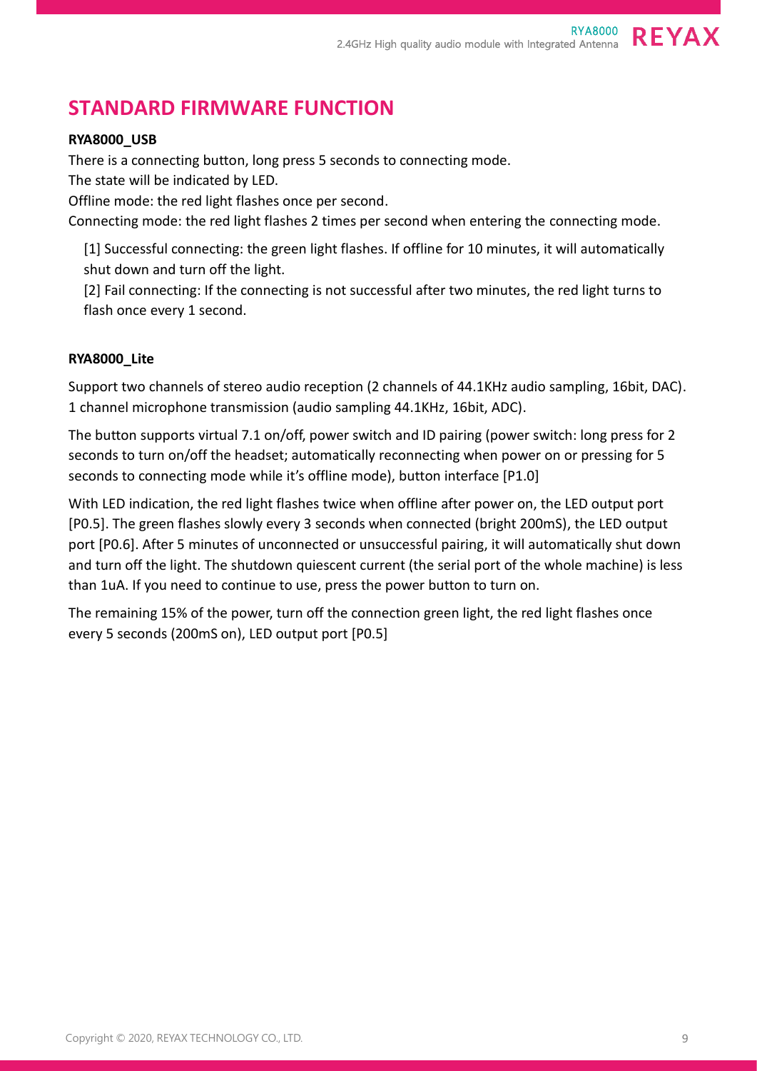## STANDARD FIRMWARE FUNCTION

**RYA8000_USB**

There is a connecting button, long press 5 seconds to connecting mode.
The state will be indicated by LED.
Offline mode: the red light flashes once per second.
Connecting mode: the red light flashes 2 times per second when entering the connecting mode.

[1] Successful connecting: the green light flashes. If offline for 10 minutes, it will automatically shut down and turn off the light.
[2] Fail connecting: If the connecting is not successful after two minutes, the red light turns to flash once every 1 second.

**RYA8000_Lite**

Support two channels of stereo audio reception (2 channels of 44.1KHz audio sampling, 16bit, DAC). 1 channel microphone transmission (audio sampling 44.1KHz, 16bit, ADC).

The button supports virtual 7.1 on/off, power switch and ID pairing (power switch: long press for 2 seconds to turn on/off the headset; automatically reconnecting when power on or pressing for 5 seconds to connecting mode while it's offline mode), button interface [P1.0]

With LED indication, the red light flashes twice when offline after power on, the LED output port [P0.5]. The green flashes slowly every 3 seconds when connected (bright 200mS), the LED output port [P0.6]. After 5 minutes of unconnected or unsuccessful pairing, it will automatically shut down and turn off the light. The shutdown quiescent current (the serial port of the whole machine) is less than 1uA. If you need to continue to use, press the power button to turn on.

The remaining 15% of the power, turn off the connection green light, the red light flashes once every 5 seconds (200mS on), LED output port [P0.5]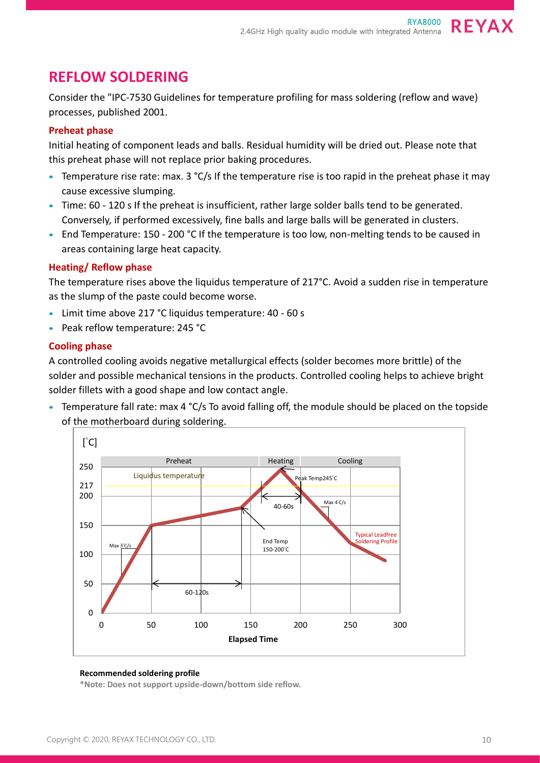## REFLOW SOLDERING

Consider the "IPC-7530 Guidelines for temperature profiling for mass soldering (reflow and wave) processes, published 2001.

### Preheat phase

Initial heating of component leads and balls. Residual humidity will be dried out. Please note that this preheat phase will not replace prior baking procedures.

- Temperature rise rate: max. 3 °C/s If the temperature rise is too rapid in the preheat phase it may cause excessive slumping.
- Time: 60 - 120 s If the preheat is insufficient, rather large solder balls tend to be generated. Conversely, if performed excessively, fine balls and large balls will be generated in clusters.
- End Temperature: 150 - 200 °C If the temperature is too low, non-melting tends to be caused in areas containing large heat capacity.

### Heating/ Reflow phase

The temperature rises above the liquidus temperature of 217°C. Avoid a sudden rise in temperature as the slump of the paste could become worse.

- Limit time above 217 °C liquidus temperature: 40 - 60 s
- Peak reflow temperature: 245 °C

### Cooling phase

A controlled cooling avoids negative metallurgical effects (solder becomes more brittle) of the solder and possible mechanical tensions in the products. Controlled cooling helps to achieve bright solder fillets with a good shape and low contact angle.

- Temperature fall rate: max 4 °C/s To avoid falling off, the module should be placed on the topside of the motherboard during soldering.

**Recommended soldering profile**

**\*Note: Does not support upside-down/bottom side reflow.**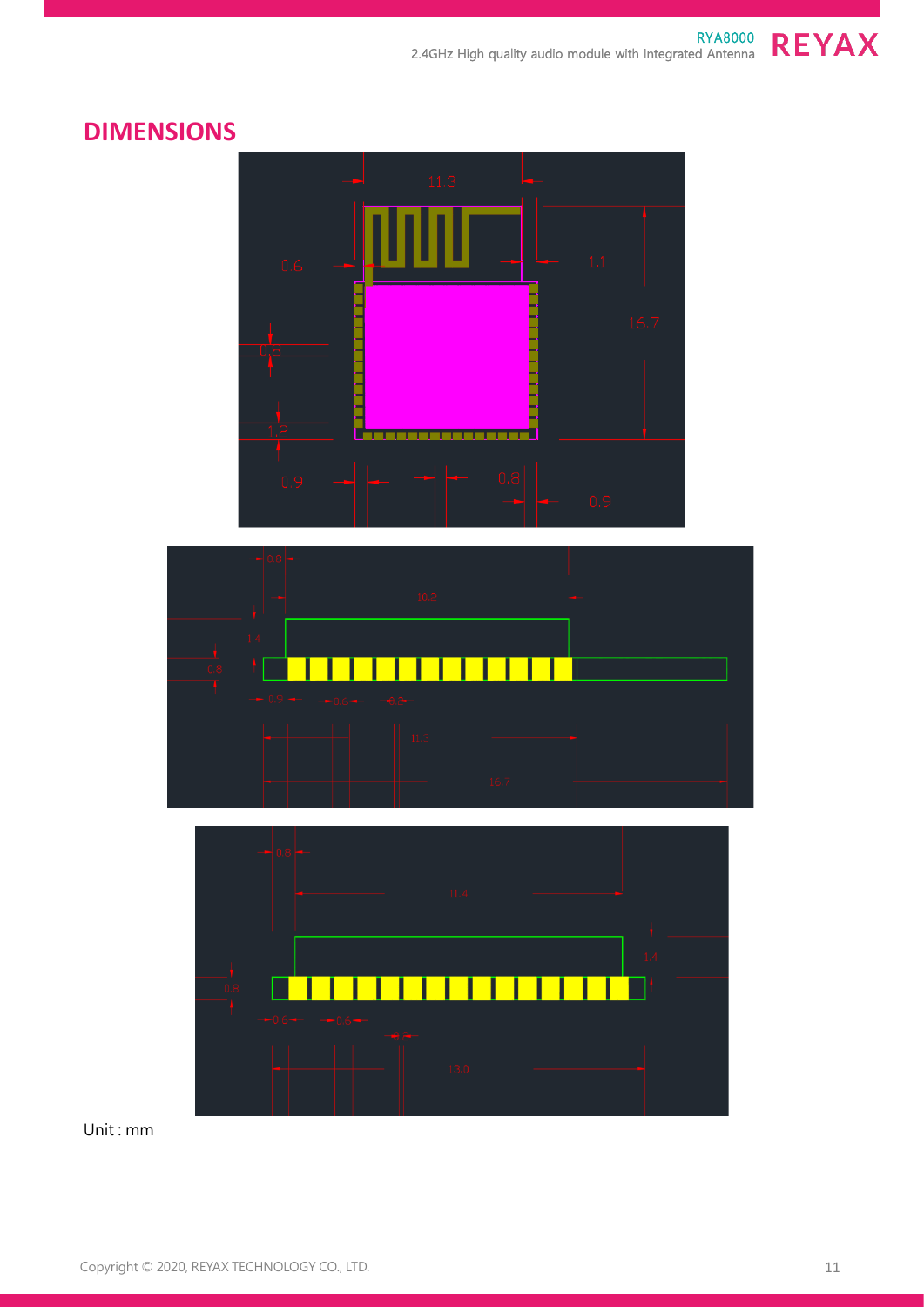## DIMENSIONS

Unit : mm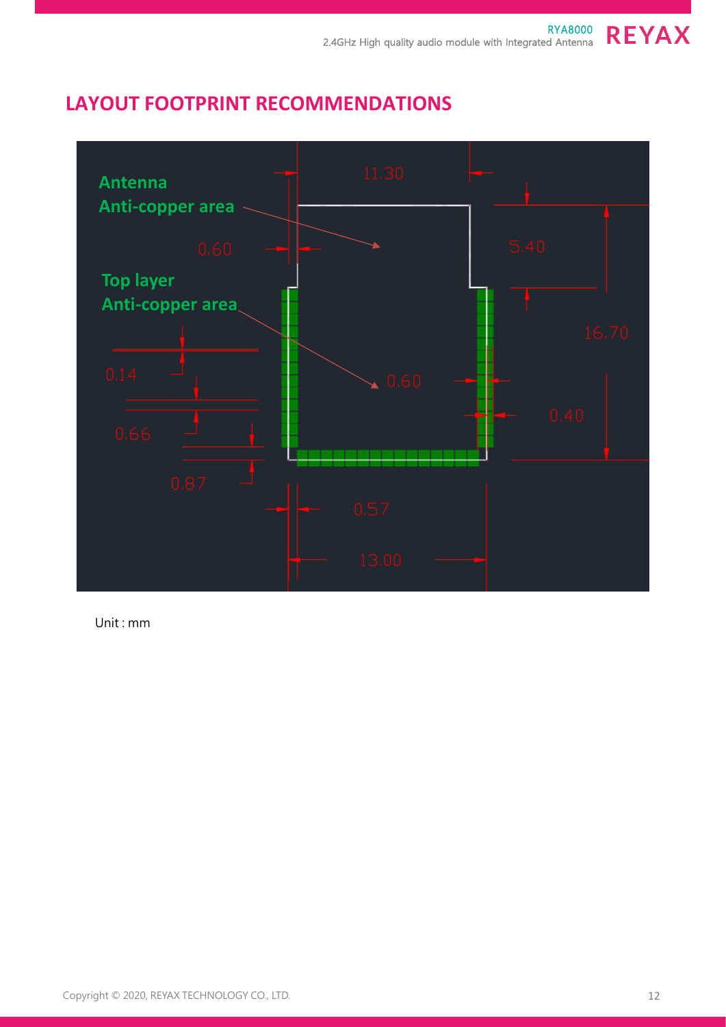## LAYOUT FOOTPRINT RECOMMENDATIONS

Antenna
Anti-copper area

Top layer
Anti-copper area

11.30

0.60

5.40

16.70

0.60

0.40

0.14

0.66

0.87

0.57

13.00

Unit : mm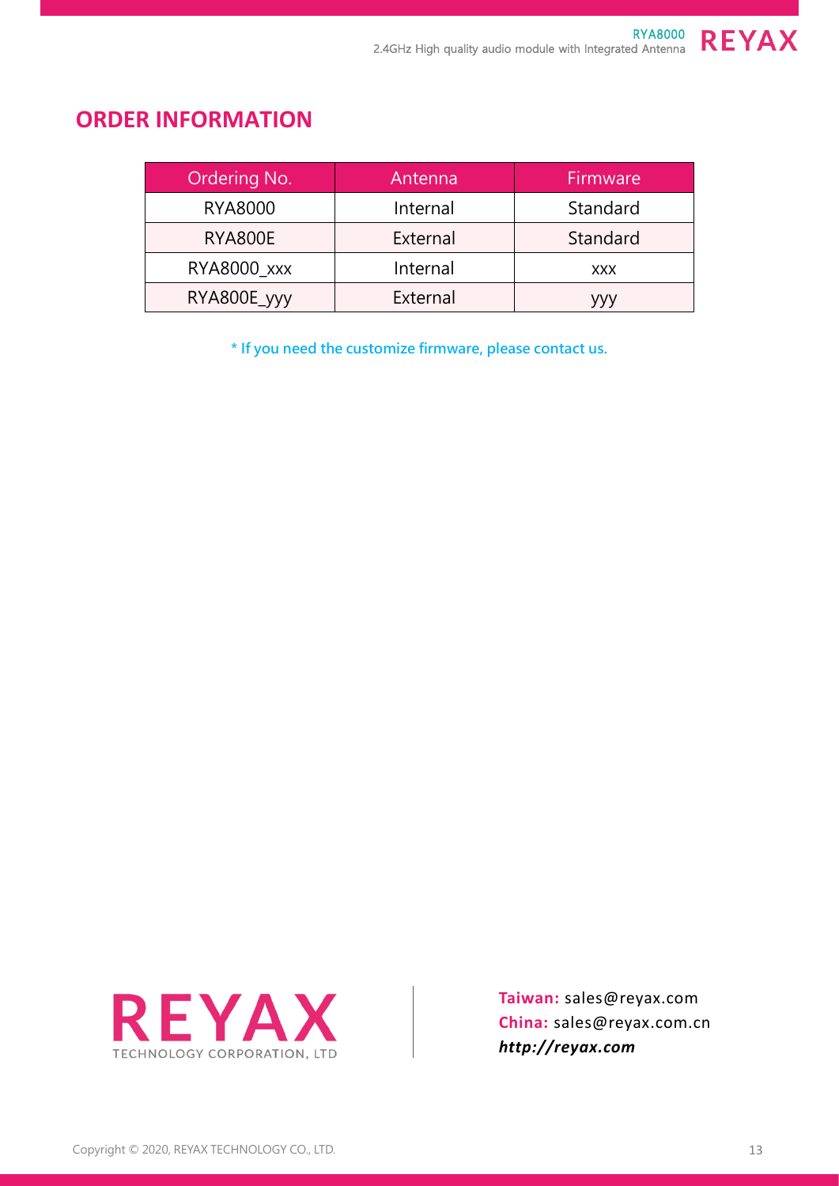## ORDER INFORMATION

| Ordering No. | Antenna | Firmware |
| --- | --- | --- |
| RYA8000 | Internal | Standard |
| RYA800E | External | Standard |
| RYA8000_xxx | Internal | xxx |
| RYA800E_yyy | External | yyy |

**\* If you need the customize firmware, please contact us.**

REYAX
TECHNOLOGY CORPORATION, LTD

**Taiwan:** sales@reyax.com
**China:** sales@reyax.com.cn
***http://reyax.com***

Copyright © 2020, REYAX TECHNOLOGY CO., LTD.